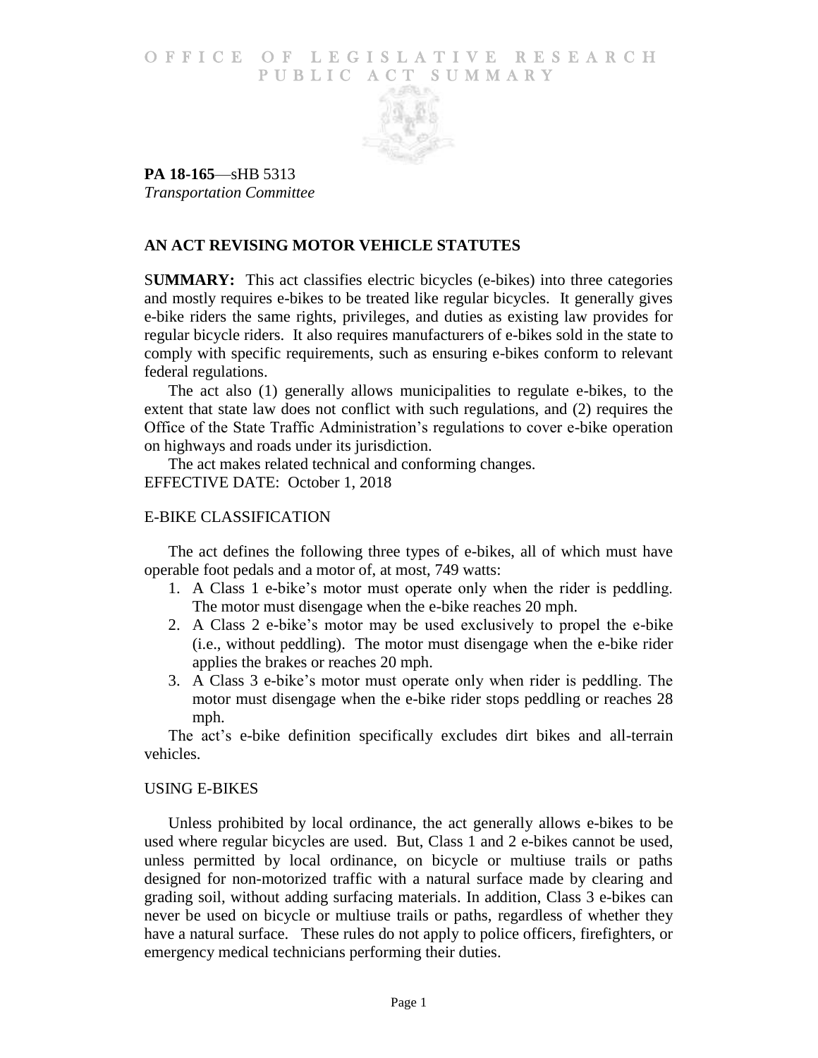OFFICE OF LEGISLATIVE RESEARCH
PUBLIC ACT SUMMARY

**PA 18-165**—sHB 5313
*Transportation Committee*

## AN ACT REVISING MOTOR VEHICLE STATUTES

S**UMMARY:** This act classifies electric bicycles (e-bikes) into three categories and mostly requires e-bikes to be treated like regular bicycles. It generally gives e-bike riders the same rights, privileges, and duties as existing law provides for regular bicycle riders. It also requires manufacturers of e-bikes sold in the state to comply with specific requirements, such as ensuring e-bikes conform to relevant federal regulations.

The act also (1) generally allows municipalities to regulate e-bikes, to the extent that state law does not conflict with such regulations, and (2) requires the Office of the State Traffic Administration's regulations to cover e-bike operation on highways and roads under its jurisdiction.

The act makes related technical and conforming changes.

EFFECTIVE DATE: October 1, 2018

### E-BIKE CLASSIFICATION

The act defines the following three types of e-bikes, all of which must have operable foot pedals and a motor of, at most, 749 watts:

1. A Class 1 e-bike's motor must operate only when the rider is peddling. The motor must disengage when the e-bike reaches 20 mph.
2. A Class 2 e-bike's motor may be used exclusively to propel the e-bike (i.e., without peddling). The motor must disengage when the e-bike rider applies the brakes or reaches 20 mph.
3. A Class 3 e-bike's motor must operate only when rider is peddling. The motor must disengage when the e-bike rider stops peddling or reaches 28 mph.

The act's e-bike definition specifically excludes dirt bikes and all-terrain vehicles.

### USING E-BIKES

Unless prohibited by local ordinance, the act generally allows e-bikes to be used where regular bicycles are used. But, Class 1 and 2 e-bikes cannot be used, unless permitted by local ordinance, on bicycle or multiuse trails or paths designed for non-motorized traffic with a natural surface made by clearing and grading soil, without adding surfacing materials. In addition, Class 3 e-bikes can never be used on bicycle or multiuse trails or paths, regardless of whether they have a natural surface. These rules do not apply to police officers, firefighters, or emergency medical technicians performing their duties.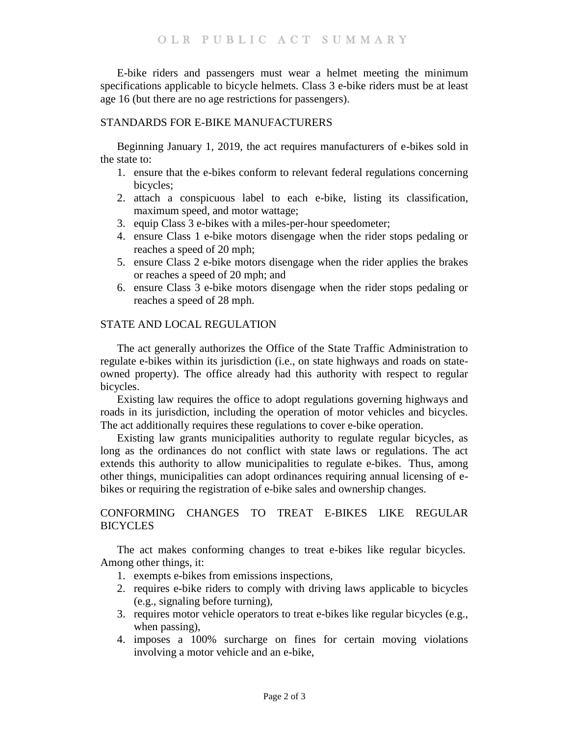E-bike riders and passengers must wear a helmet meeting the minimum specifications applicable to bicycle helmets. Class 3 e-bike riders must be at least age 16 (but there are no age restrictions for passengers).

## STANDARDS FOR E-BIKE MANUFACTURERS

Beginning January 1, 2019, the act requires manufacturers of e-bikes sold in the state to:

1. ensure that the e-bikes conform to relevant federal regulations concerning bicycles;
2. attach a conspicuous label to each e-bike, listing its classification, maximum speed, and motor wattage;
3. equip Class 3 e-bikes with a miles-per-hour speedometer;
4. ensure Class 1 e-bike motors disengage when the rider stops pedaling or reaches a speed of 20 mph;
5. ensure Class 2 e-bike motors disengage when the rider applies the brakes or reaches a speed of 20 mph; and
6. ensure Class 3 e-bike motors disengage when the rider stops pedaling or reaches a speed of 28 mph.

## STATE AND LOCAL REGULATION

The act generally authorizes the Office of the State Traffic Administration to regulate e-bikes within its jurisdiction (i.e., on state highways and roads on state-owned property). The office already had this authority with respect to regular bicycles.

Existing law requires the office to adopt regulations governing highways and roads in its jurisdiction, including the operation of motor vehicles and bicycles. The act additionally requires these regulations to cover e-bike operation.

Existing law grants municipalities authority to regulate regular bicycles, as long as the ordinances do not conflict with state laws or regulations. The act extends this authority to allow municipalities to regulate e-bikes. Thus, among other things, municipalities can adopt ordinances requiring annual licensing of e-bikes or requiring the registration of e-bike sales and ownership changes.

## CONFORMING CHANGES TO TREAT E-BIKES LIKE REGULAR BICYCLES

The act makes conforming changes to treat e-bikes like regular bicycles. Among other things, it:

1. exempts e-bikes from emissions inspections,
2. requires e-bike riders to comply with driving laws applicable to bicycles (e.g., signaling before turning),
3. requires motor vehicle operators to treat e-bikes like regular bicycles (e.g., when passing),
4. imposes a 100% surcharge on fines for certain moving violations involving a motor vehicle and an e-bike,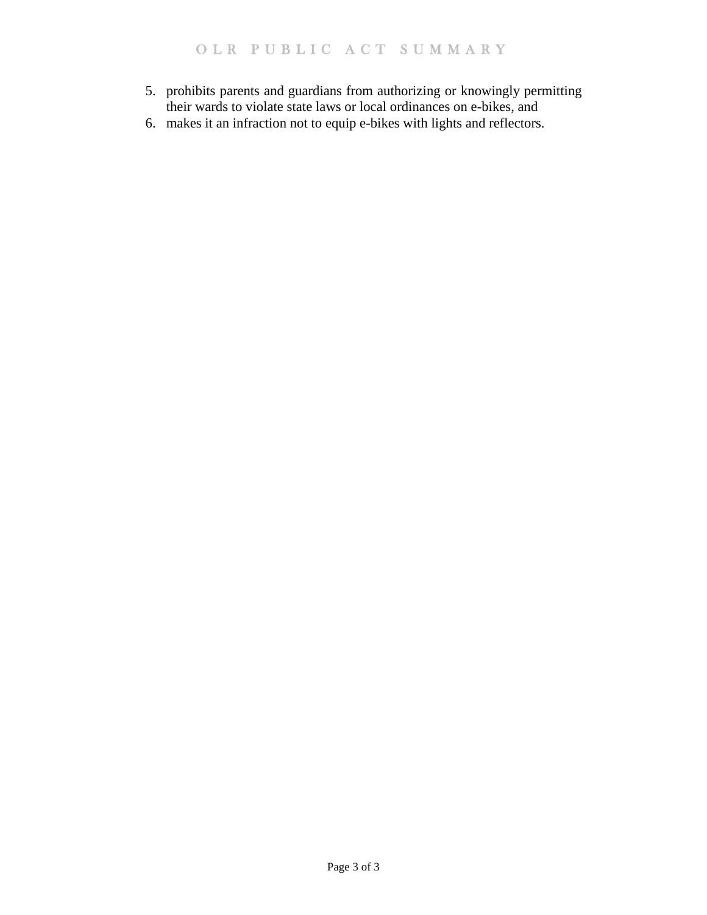5. prohibits parents and guardians from authorizing or knowingly permitting their wards to violate state laws or local ordinances on e-bikes, and
6. makes it an infraction not to equip e-bikes with lights and reflectors.